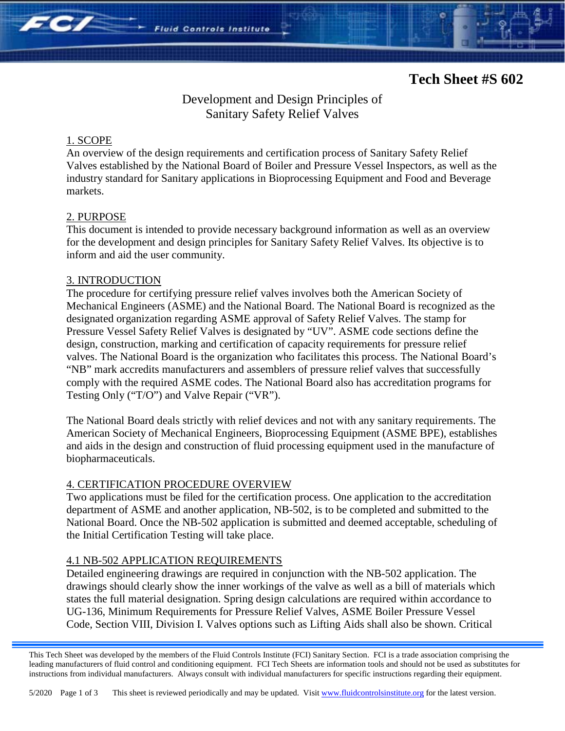Tech Sheet #S 602

# Development and Design Principles of Sanitary Safety Relief Valves

## 1. SCOPE

An overview of the design requirements and certification process of Sanitary Safety Relief Valves established by the National Board of Boiler and Pressure Vessel Inspectors, as well as the industry standard for Sanitary applications in Bioprocessing Equipment and Food and Beverage markets.

## 2. PURPOSE

This document is intended to provide necessary background information as well as an overview for the development and design principles for Sanitary Safety Relief Valves. Its objective is to inform and aid the user community.

## 3. INTRODUCTION

The procedure for certifying pressure relief valves involves both the American Society of Mechanical Engineers (ASME) and the National Board. The National Board is recognized as the designated organization regarding ASME approval of Safety Relief Valves. The stamp for Pressure Vessel Safety Relief Valves is designated by "UV". ASME code sections define the design, construction, marking and certification of capacity requirements for pressure relief valves. The National Board is the organization who facilitates this process. The National Board's "NB" mark accredits manufacturers and assemblers of pressure relief valves that successfully comply with the required ASME codes. The National Board also has accreditation programs for Testing Only ("T/O") and Valve Repair ("VR").

The National Board deals strictly with relief devices and not with any sanitary requirements. The American Society of Mechanical Engineers, Bioprocessing Equipment (ASME BPE), establishes and aids in the design and construction of fluid processing equipment used in the manufacture of biopharmaceuticals.

## 4. CERTIFICATION PROCEDURE OVERVIEW

Two applications must be filed for the certification process. One application to the accreditation department of ASME and another application, NB-502, is to be completed and submitted to the National Board. Once the NB-502 application is submitted and deemed acceptable, scheduling of the Initial Certification Testing will take place.

### 4.1 NB-502 APPLICATION REQUIREMENTS

Detailed engineering drawings are required in conjunction with the NB-502 application. The drawings should clearly show the inner workings of the valve as well as a bill of materials which states the full material designation. Spring design calculations are required within accordance to UG-136, Minimum Requirements for Pressure Relief Valves, ASME Boiler Pressure Vessel Code, Section VIII, Division I. Valves options such as Lifting Aids shall also be shown. Critical

This Tech Sheet was developed by the members of the Fluid Controls Institute (FCI) Sanitary Section. FCI is a trade association comprising the leading manufacturers of fluid control and conditioning equipment. FCI Tech Sheets are information tools and should not be used as substitutes for instructions from individual manufacturers. Always consult with individual manufacturers for specific instructions regarding their equipment.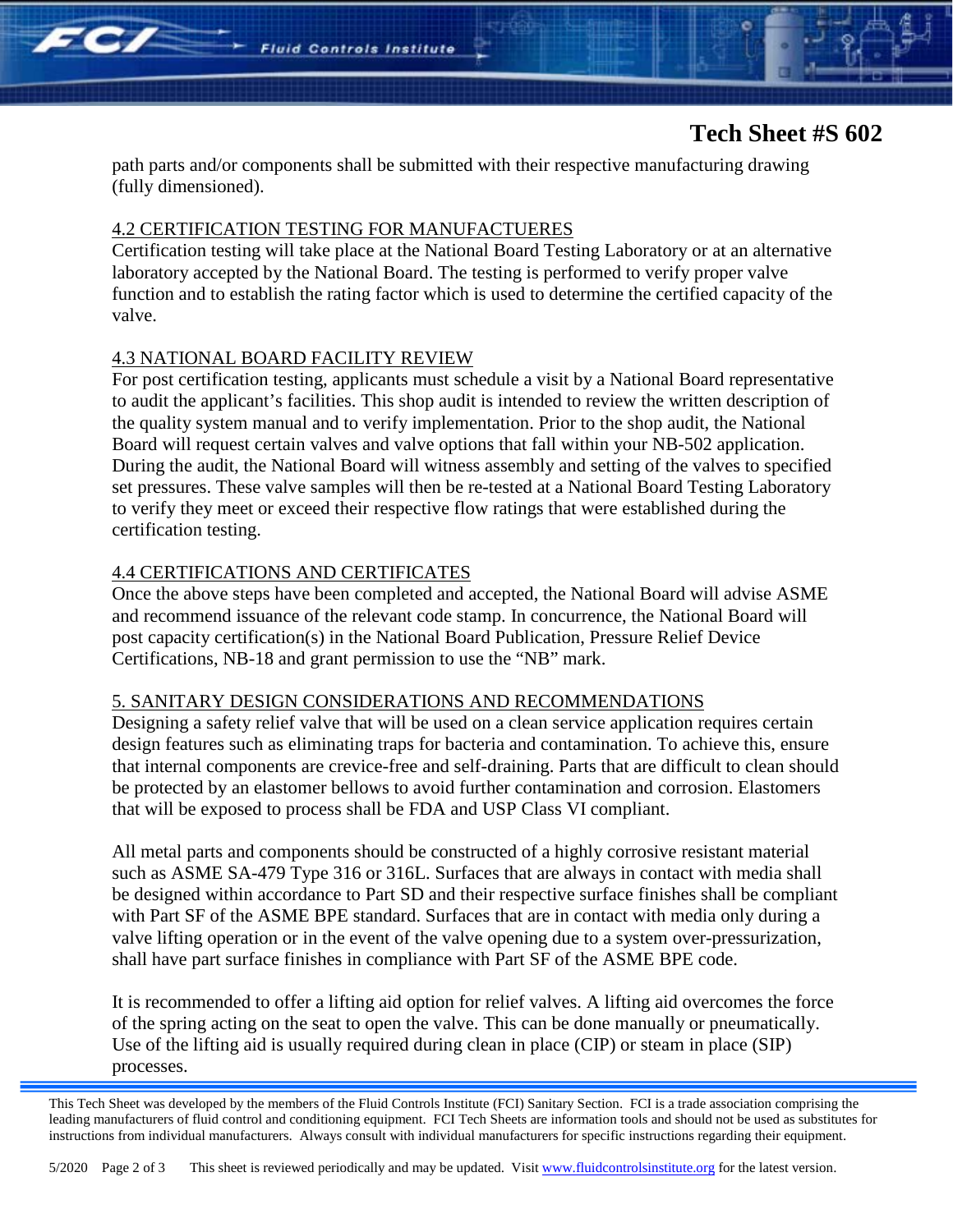path parts and/or components shall be submitted with their respective manufacturing drawing (fully dimensioned).

### 4.2 CERTIFICATION TESTING FOR MANUFACTUERES

Certification testing will take place at the National Board Testing Laboratory or at an alternative laboratory accepted by the National Board. The testing is performed to verify proper valve function and to establish the rating factor which is used to determine the certified capacity of the valve.

### 4.3 NATIONAL BOARD FACILITY REVIEW

For post certification testing, applicants must schedule a visit by a National Board representative to audit the applicant's facilities. This shop audit is intended to review the written description of the quality system manual and to verify implementation. Prior to the shop audit, the National Board will request certain valves and valve options that fall within your NB-502 application. During the audit, the National Board will witness assembly and setting of the valves to specified set pressures. These valve samples will then be re-tested at a National Board Testing Laboratory to verify they meet or exceed their respective flow ratings that were established during the certification testing.

### 4.4 CERTIFICATIONS AND CERTIFICATES

Once the above steps have been completed and accepted, the National Board will advise ASME and recommend issuance of the relevant code stamp. In concurrence, the National Board will post capacity certification(s) in the National Board Publication, Pressure Relief Device Certifications, NB-18 and grant permission to use the "NB" mark.

## 5. SANITARY DESIGN CONSIDERATIONS AND RECOMMENDATIONS

Designing a safety relief valve that will be used on a clean service application requires certain design features such as eliminating traps for bacteria and contamination. To achieve this, ensure that internal components are crevice-free and self-draining. Parts that are difficult to clean should be protected by an elastomer bellows to avoid further contamination and corrosion. Elastomers that will be exposed to process shall be FDA and USP Class VI compliant.

All metal parts and components should be constructed of a highly corrosive resistant material such as ASME SA-479 Type 316 or 316L. Surfaces that are always in contact with media shall be designed within accordance to Part SD and their respective surface finishes shall be compliant with Part SF of the ASME BPE standard. Surfaces that are in contact with media only during a valve lifting operation or in the event of the valve opening due to a system over-pressurization, shall have part surface finishes in compliance with Part SF of the ASME BPE code.

It is recommended to offer a lifting aid option for relief valves. A lifting aid overcomes the force of the spring acting on the seat to open the valve. This can be done manually or pneumatically. Use of the lifting aid is usually required during clean in place (CIP) or steam in place (SIP) processes.

This Tech Sheet was developed by the members of the Fluid Controls Institute (FCI) Sanitary Section. FCI is a trade association comprising the leading manufacturers of fluid control and conditioning equipment. FCI Tech Sheets are information tools and should not be used as substitutes for instructions from individual manufacturers. Always consult with individual manufacturers for specific instructions regarding their equipment.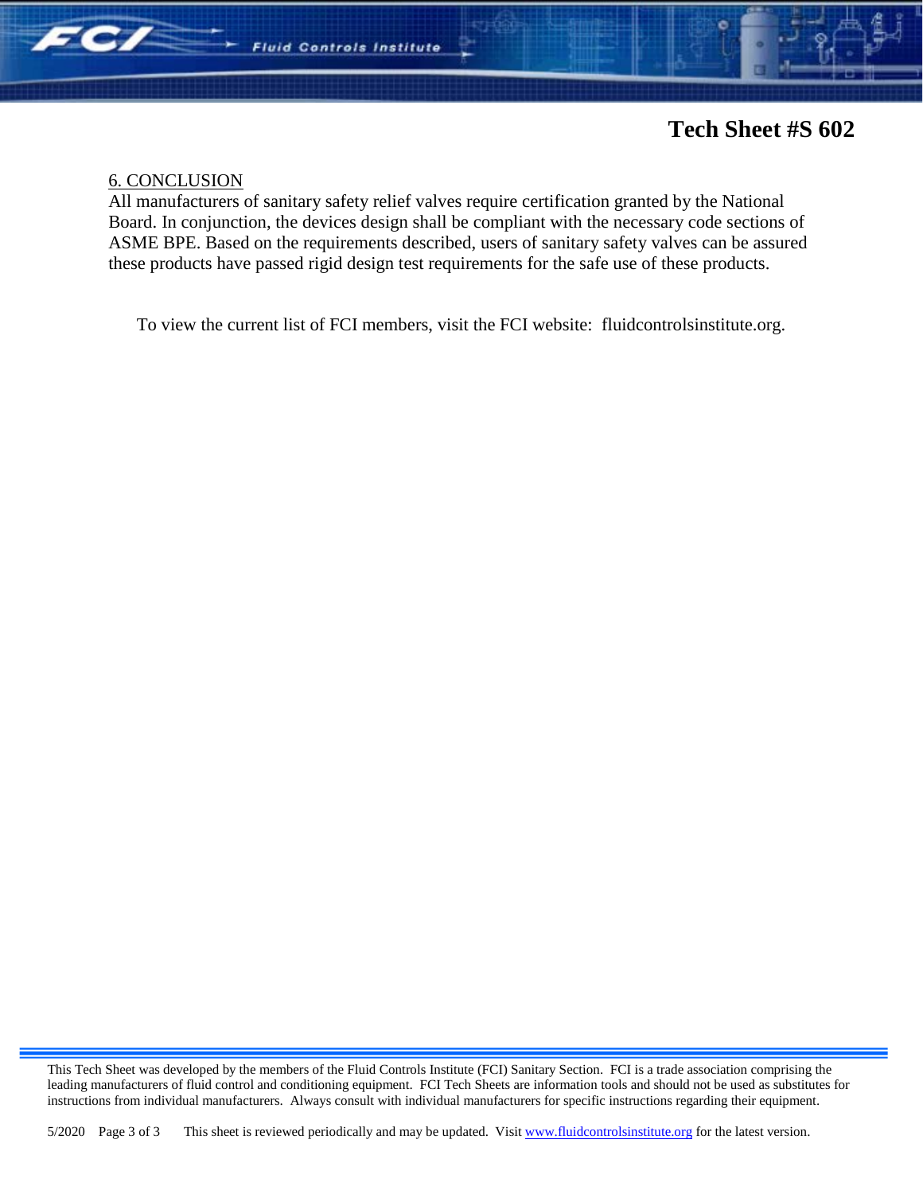## 6. CONCLUSION

All manufacturers of sanitary safety relief valves require certification granted by the National Board. In conjunction, the devices design shall be compliant with the necessary code sections of ASME BPE. Based on the requirements described, users of sanitary safety valves can be assured these products have passed rigid design test requirements for the safe use of these products.

To view the current list of FCI members, visit the FCI website: fluidcontrolsinstitute.org.

This Tech Sheet was developed by the members of the Fluid Controls Institute (FCI) Sanitary Section. FCI is a trade association comprising the leading manufacturers of fluid control and conditioning equipment. FCI Tech Sheets are information tools and should not be used as substitutes for instructions from individual manufacturers. Always consult with individual manufacturers for specific instructions regarding their equipment.

5/2020 This sheet is reviewed periodically and may be updated. Visit www.fluidcontrolsinstitute.org for the latest version.